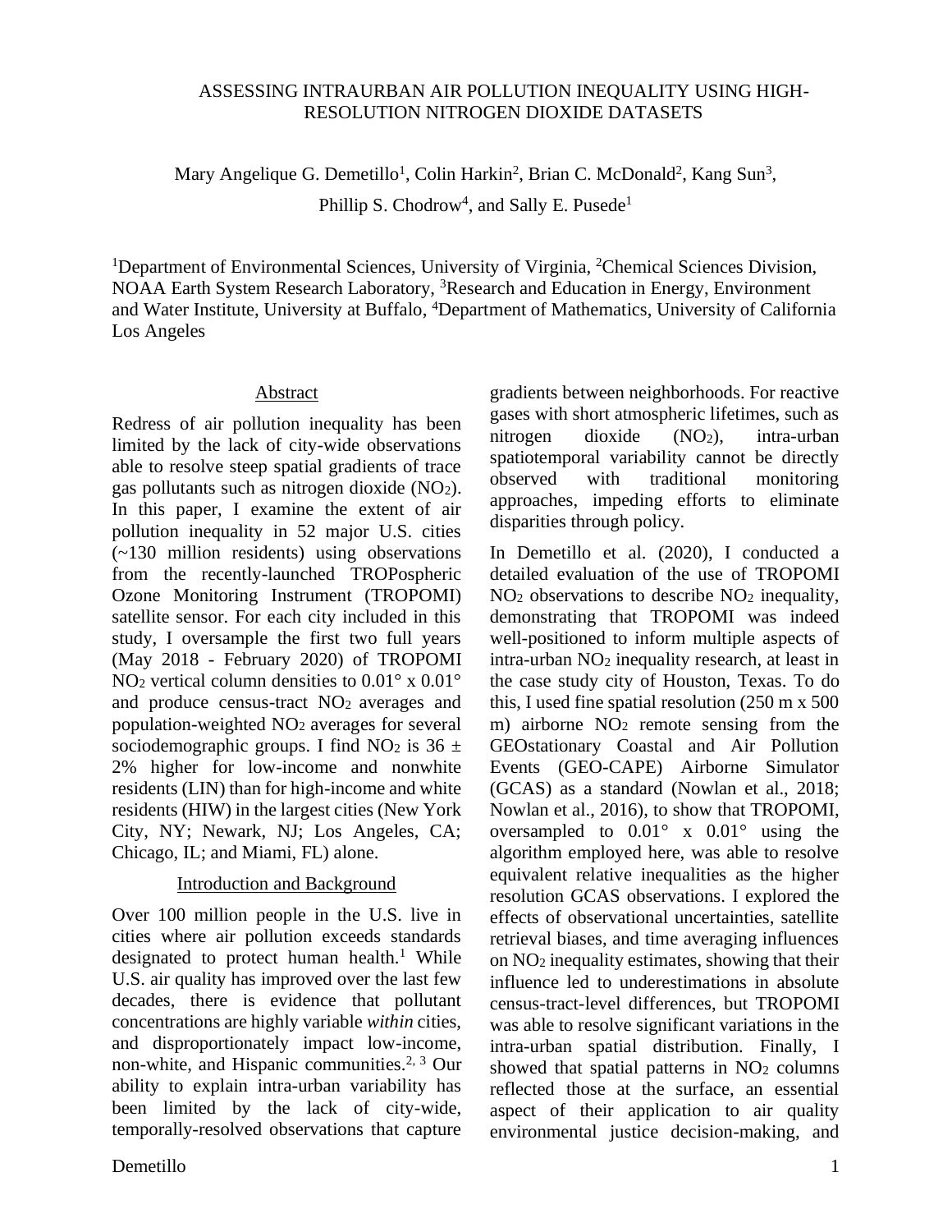# ASSESSING INTRAURBAN AIR POLLUTION INEQUALITY USING HIGH-RESOLUTION NITROGEN DIOXIDE DATASETS

Mary Angelique G. Demetillo[1], Colin Harkin[2], Brian C. McDonald[2], Kang Sun[3], Phillip S. Chodrow[4], and Sally E. Pusede[1]

[1]Department of Environmental Sciences, University of Virginia, [2]Chemical Sciences Division, NOAA Earth System Research Laboratory, [3]Research and Education in Energy, Environment and Water Institute, University at Buffalo, [4]Department of Mathematics, University of California Los Angeles

## Abstract

Redress of air pollution inequality has been limited by the lack of city-wide observations able to resolve steep spatial gradients of trace gas pollutants such as nitrogen dioxide ($NO_2$). In this paper, I examine the extent of air pollution inequality in 52 major U.S. cities (~130 million residents) using observations from the recently-launched TROPospheric Ozone Monitoring Instrument (TROPOMI) satellite sensor. For each city included in this study, I oversample the first two full years (May 2018 - February 2020) of TROPOMI $NO_2$ vertical column densities to 0.01° x 0.01° and produce census-tract $NO_2$ averages and population-weighted $NO_2$ averages for several sociodemographic groups. I find $NO_2$ is 36 ± 2% higher for low-income and nonwhite residents (LIN) than for high-income and white residents (HIW) in the largest cities (New York City, NY; Newark, NJ; Los Angeles, CA; Chicago, IL; and Miami, FL) alone.

## Introduction and Background

Over 100 million people in the U.S. live in cities where air pollution exceeds standards designated to protect human health.[1] While U.S. air quality has improved over the last few decades, there is evidence that pollutant concentrations are highly variable *within* cities, and disproportionately impact low-income, non-white, and Hispanic communities.[2, 3] Our ability to explain intra-urban variability has been limited by the lack of city-wide, temporally-resolved observations that capture gradients between neighborhoods. For reactive gases with short atmospheric lifetimes, such as nitrogen dioxide ($NO_2$), intra-urban spatiotemporal variability cannot be directly observed with traditional monitoring approaches, impeding efforts to eliminate disparities through policy.

In Demetillo et al. (2020), I conducted a detailed evaluation of the use of TROPOMI $NO_2$ observations to describe $NO_2$ inequality, demonstrating that TROPOMI was indeed well-positioned to inform multiple aspects of intra-urban $NO_2$ inequality research, at least in the case study city of Houston, Texas. To do this, I used fine spatial resolution (250 m x 500 m) airborne $NO_2$ remote sensing from the GEOstationary Coastal and Air Pollution Events (GEO-CAPE) Airborne Simulator (GCAS) as a standard (Nowlan et al., 2018; Nowlan et al., 2016), to show that TROPOMI, oversampled to 0.01° x 0.01° using the algorithm employed here, was able to resolve equivalent relative inequalities as the higher resolution GCAS observations. I explored the effects of observational uncertainties, satellite retrieval biases, and time averaging influences on $NO_2$ inequality estimates, showing that their influence led to underestimations in absolute census-tract-level differences, but TROPOMI was able to resolve significant variations in the intra-urban spatial distribution. Finally, I showed that spatial patterns in $NO_2$ columns reflected those at the surface, an essential aspect of their application to air quality environmental justice decision-making, and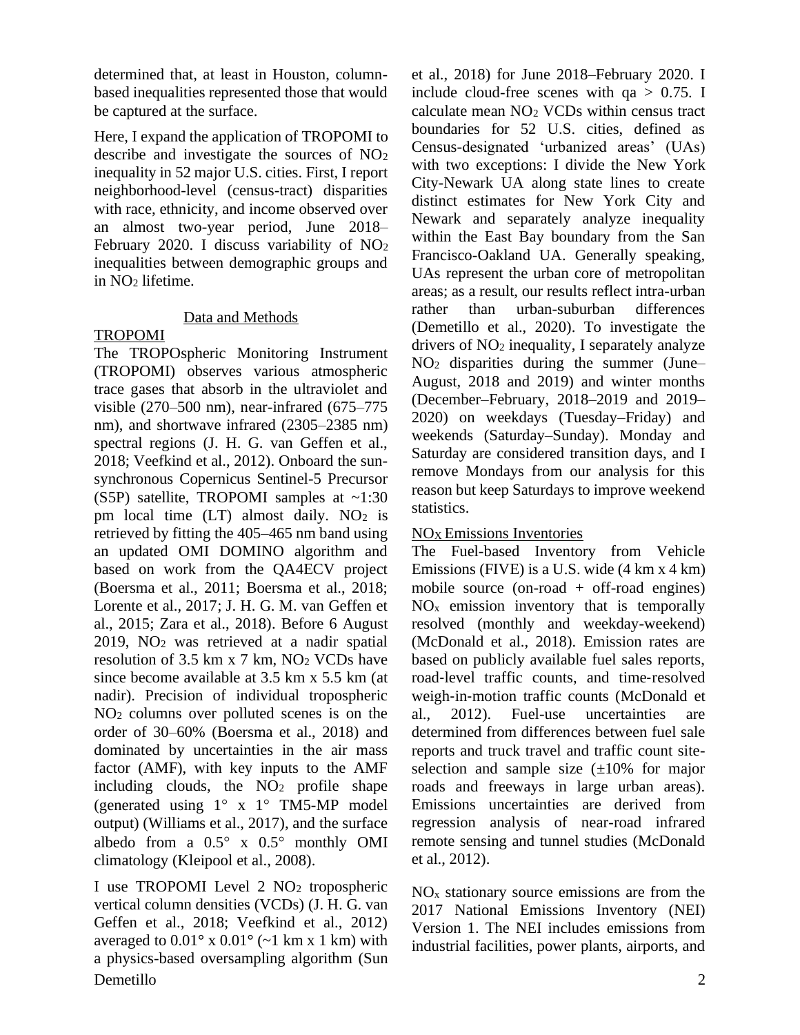determined that, at least in Houston, column-based inequalities represented those that would be captured at the surface.

Here, I expand the application of TROPOMI to describe and investigate the sources of $NO_2$ inequality in 52 major U.S. cities. First, I report neighborhood-level (census-tract) disparities with race, ethnicity, and income observed over an almost two-year period, June 2018–February 2020. I discuss variability of $NO_2$ inequalities between demographic groups and in $NO_2$ lifetime.

## Data and Methods

### TROPOMI

The TROPOspheric Monitoring Instrument (TROPOMI) observes various atmospheric trace gases that absorb in the ultraviolet and visible (270–500 nm), near-infrared (675–775 nm), and shortwave infrared (2305–2385 nm) spectral regions (J. H. G. van Geffen et al., 2018; Veefkind et al., 2012). Onboard the sun-synchronous Copernicus Sentinel-5 Precursor (S5P) satellite, TROPOMI samples at ~1:30 pm local time (LT) almost daily. $NO_2$ is retrieved by fitting the 405–465 nm band using an updated OMI DOMINO algorithm and based on work from the QA4ECV project (Boersma et al., 2011; Boersma et al., 2018; Lorente et al., 2017; J. H. G. M. van Geffen et al., 2015; Zara et al., 2018). Before 6 August 2019, $NO_2$ was retrieved at a nadir spatial resolution of 3.5 km x 7 km, $NO_2$ VCDs have since become available at 3.5 km x 5.5 km (at nadir). Precision of individual tropospheric $NO_2$ columns over polluted scenes is on the order of 30–60% (Boersma et al., 2018) and dominated by uncertainties in the air mass factor (AMF), with key inputs to the AMF including clouds, the $NO_2$ profile shape (generated using 1° x 1° TM5-MP model output) (Williams et al., 2017), and the surface albedo from a 0.5° x 0.5° monthly OMI climatology (Kleipool et al., 2008).

I use TROPOMI Level 2 $NO_2$ tropospheric vertical column densities (VCDs) (J. H. G. van Geffen et al., 2018; Veefkind et al., 2012) averaged to 0.01° x 0.01° (~1 km x 1 km) with a physics-based oversampling algorithm (Sun et al., 2018) for June 2018–February 2020. I include cloud-free scenes with qa > 0.75. I calculate mean $NO_2$ VCDs within census tract boundaries for 52 U.S. cities, defined as Census-designated 'urbanized areas' (UAs) with two exceptions: I divide the New York City-Newark UA along state lines to create distinct estimates for New York City and Newark and separately analyze inequality within the East Bay boundary from the San Francisco-Oakland UA. Generally speaking, UAs represent the urban core of metropolitan areas; as a result, our results reflect intra-urban rather than urban-suburban differences (Demetillo et al., 2020). To investigate the drivers of $NO_2$ inequality, I separately analyze $NO_2$ disparities during the summer (June–August, 2018 and 2019) and winter months (December–February, 2018–2019 and 2019–2020) on weekdays (Tuesday–Friday) and weekends (Saturday–Sunday). Monday and Saturday are considered transition days, and I remove Mondays from our analysis for this reason but keep Saturdays to improve weekend statistics.

### $NO_X$ Emissions Inventories

The Fuel-based Inventory from Vehicle Emissions (FIVE) is a U.S. wide (4 km x 4 km) mobile source (on-road + off-road engines) $NO_x$ emission inventory that is temporally resolved (monthly and weekday-weekend) (McDonald et al., 2018). Emission rates are based on publicly available fuel sales reports, road-level traffic counts, and time-resolved weigh-in-motion traffic counts (McDonald et al., 2012). Fuel-use uncertainties are determined from differences between fuel sale reports and truck travel and traffic count site-selection and sample size (±10% for major roads and freeways in large urban areas). Emissions uncertainties are derived from regression analysis of near-road infrared remote sensing and tunnel studies (McDonald et al., 2012).

$NO_x$ stationary source emissions are from the 2017 National Emissions Inventory (NEI) Version 1. The NEI includes emissions from industrial facilities, power plants, airports, and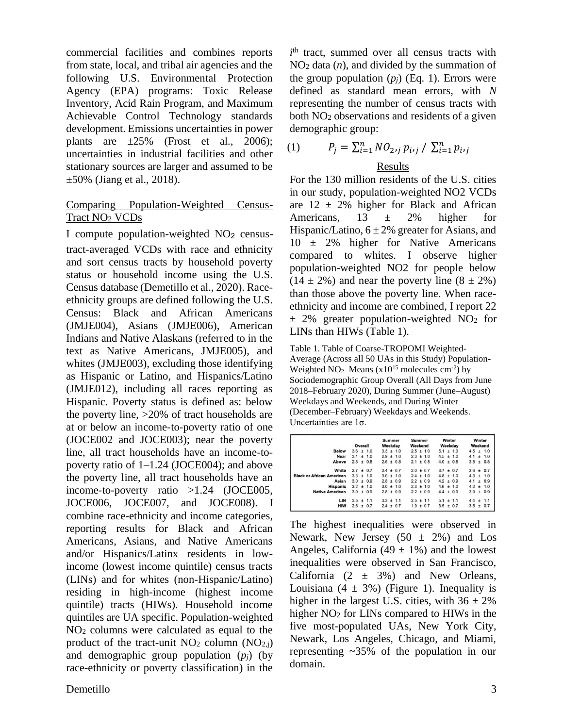commercial facilities and combines reports from state, local, and tribal air agencies and the following U.S. Environmental Protection Agency (EPA) programs: Toxic Release Inventory, Acid Rain Program, and Maximum Achievable Control Technology standards development. Emissions uncertainties in power plants are ±25% (Frost et al., 2006); uncertainties in industrial facilities and other stationary sources are larger and assumed to be ±50% (Jiang et al., 2018).

## Comparing Population-Weighted Census-Tract $NO_2$ VCDs

I compute population-weighted $NO_2$ census-tract-averaged VCDs with race and ethnicity and sort census tracts by household poverty status or household income using the U.S. Census database (Demetillo et al., 2020). Race-ethnicity groups are defined following the U.S. Census: Black and African Americans (JMJE004), Asians (JMJE006), American Indians and Native Alaskans (referred to in the text as Native Americans, JMJE005), and whites (JMJE003), excluding those identifying as Hispanic or Latino, and Hispanics/Latino (JMJE012), including all races reporting as Hispanic. Poverty status is defined as: below the poverty line, >20% of tract households are at or below an income-to-poverty ratio of one (JOCE002 and JOCE003); near the poverty line, all tract households have an income-to-poverty ratio of 1–1.24 (JOCE004); and above the poverty line, all tract households have an income-to-poverty ratio >1.24 (JOCE005, JOCE006, JOCE007, and JOCE008). I combine race-ethnicity and income categories, reporting results for Black and African Americans, Asians, and Native Americans and/or Hispanics/Latinx residents in low-income (lowest income quintile) census tracts (LINs) and for whites (non-Hispanic/Latino) residing in high-income (highest income quintile) tracts (HIWs). Household income quintiles are UA specific. Population-weighted $NO_2$ columns were calculated as equal to the product of the tract-unit $NO_2$ column ($NO_{2,j}$) and demographic group population ($p_j$) (by race-ethnicity or poverty classification) in the $i^{th}$ tract, summed over all census tracts with $NO_2$ data ($n$), and divided by the summation of the group population ($p_j$) (Eq. 1). Errors were defined as standard mean errors, with $N$ representing the number of census tracts with both $NO_2$ observations and residents of a given demographic group:

$$(1) \qquad P_j = \sum_{i=1}^{n} NO_{2,j}\, p_{i,j} \;/\; \sum_{i=1}^{n} p_{i,j}$$

## Results

For the 130 million residents of the U.S. cities in our study, population-weighted NO2 VCDs are 12 ± 2% higher for Black and African Americans, 13 ± 2% higher for Hispanic/Latino, 6 ± 2% greater for Asians, and 10 ± 2% higher for Native Americans compared to whites. I observe higher population-weighted NO2 for people below (14 ± 2%) and near the poverty line (8 ± 2%) than those above the poverty line. When race-ethnicity and income are combined, I report 22 ± 2% greater population-weighted $NO_2$ for LINs than HIWs (Table 1).

Table 1. Table of Coarse-TROPOMI Weighted-Average (Across all 50 UAs in this Study) Population-Weighted $NO_2$ Means ($\times 10^{15}$ molecules cm$^{-2}$) by Sociodemographic Group Overall (All Days from June 2018–February 2020), During Summer (June–August) Weekdays and Weekends, and During Winter (December–February) Weekdays and Weekends. Uncertainties are 1σ.

| | Overall | Summer Weekday | Summer Weekend | Winter Weekday | Winter Weekend |
|---|---|---|---|---|---|
| Below | 3.6 ± 1.0 | 3.3 ± 1.0 | 2.5 ± 1.0 | 5.1 ± 1.0 | 4.5 ± 1.0 |
| Near | 3.1 ± 1.0 | 2.9 ± 1.0 | 2.3 ± 1.0 | 4.5 ± 1.0 | 4.1 ± 1.0 |
| Above | 2.8 ± 0.8 | 2.6 ± 0.8 | 2.1 ± 0.8 | 4.0 ± 0.8 | 3.8 ± 0.8 |
| White | 2.7 ± 0.7 | 2.4 ± 0.7 | 2.0 ± 0.7 | 3.7 ± 0.7 | 3.6 ± 0.7 |
| Black or African American | 3.3 ± 1.0 | 3.0 ± 1.0 | 2.4 ± 1.0 | 4.8 ± 1.0 | 4.3 ± 1.0 |
| Asian | 3.0 ± 0.9 | 2.8 ± 0.9 | 2.2 ± 0.9 | 4.2 ± 0.9 | 4.1 ± 0.9 |
| Hispanic | 3.2 ± 1.0 | 3.0 ± 1.0 | 2.3 ± 1.0 | 4.6 ± 1.0 | 4.2 ± 1.0 |
| Native American | 3.0 ± 0.9 | 2.8 ± 0.9 | 2.2 ± 0.9 | 4.4 ± 0.9 | 3.9 ± 0.9 |
| LIN | 3.5 ± 1.1 | 3.3 ± 1.1 | 2.5 ± 1.1 | 5.1 ± 1.1 | 4.4 ± 1.1 |
| HIW | 2.6 ± 0.7 | 2.4 ± 0.7 | 1.9 ± 0.7 | 3.5 ± 0.7 | 3.5 ± 0.7 |

The highest inequalities were observed in Newark, New Jersey (50 ± 2%) and Los Angeles, California (49 ± 1%) and the lowest inequalities were observed in San Francisco, California (2 ± 3%) and New Orleans, Louisiana (4 ± 3%) (Figure 1). Inequality is higher in the largest U.S. cities, with 36 ± 2% higher $NO_2$ for LINs compared to HIWs in the five most-populated UAs, New York City, Newark, Los Angeles, Chicago, and Miami, representing ~35% of the population in our domain.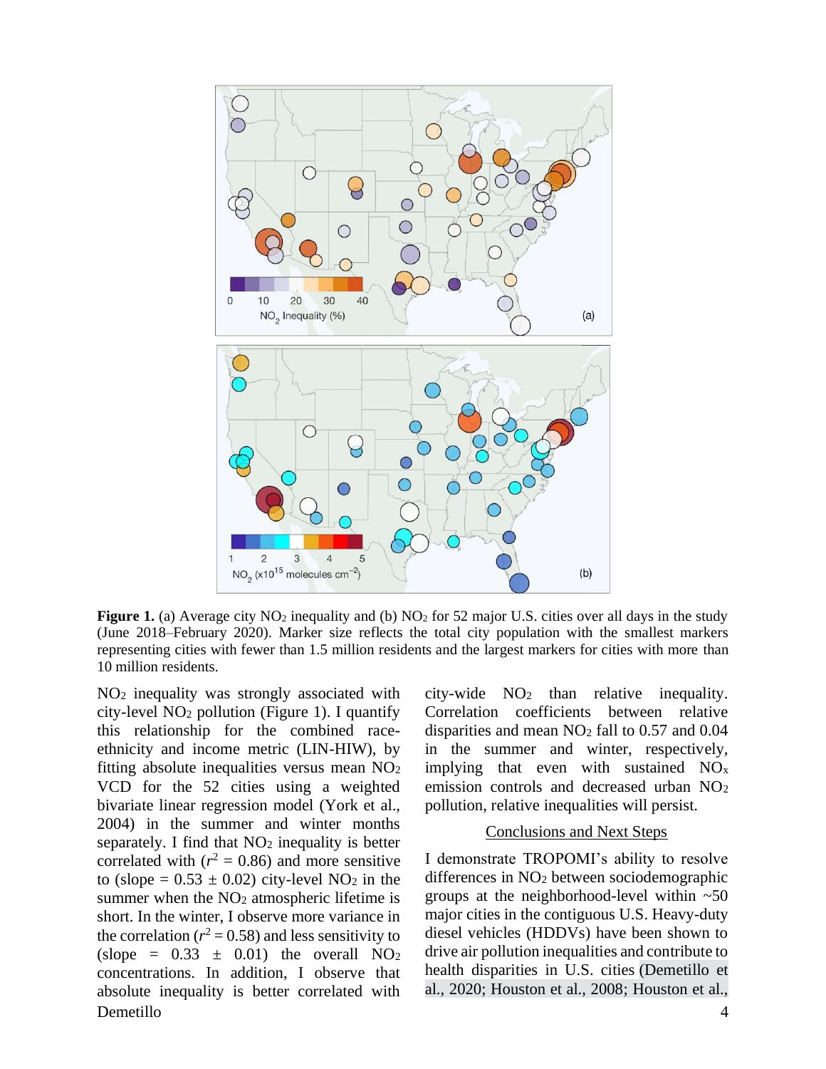**Figure 1.** (a) Average city $NO_2$ inequality and (b) $NO_2$ for 52 major U.S. cities over all days in the study (June 2018–February 2020). Marker size reflects the total city population with the smallest markers representing cities with fewer than 1.5 million residents and the largest markers for cities with more than 10 million residents.

$NO_2$ inequality was strongly associated with city-level $NO_2$ pollution (Figure 1). I quantify this relationship for the combined race-ethnicity and income metric (LIN-HIW), by fitting absolute inequalities versus mean $NO_2$ VCD for the 52 cities using a weighted bivariate linear regression model (York et al., 2004) in the summer and winter months separately. I find that $NO_2$ inequality is better correlated with ($r^2 = 0.86$) and more sensitive to (slope = $0.53 \pm 0.02$) city-level $NO_2$ in the summer when the $NO_2$ atmospheric lifetime is short. In the winter, I observe more variance in the correlation ($r^2 = 0.58$) and less sensitivity to (slope = $0.33 \pm 0.01$) the overall $NO_2$ concentrations. In addition, I observe that absolute inequality is better correlated with city-wide $NO_2$ than relative inequality. Correlation coefficients between relative disparities and mean $NO_2$ fall to 0.57 and 0.04 in the summer and winter, respectively, implying that even with sustained $NO_x$ emission controls and decreased urban $NO_2$ pollution, relative inequalities will persist.

## Conclusions and Next Steps

I demonstrate TROPOMI's ability to resolve differences in $NO_2$ between sociodemographic groups at the neighborhood-level within ~50 major cities in the contiguous U.S. Heavy-duty diesel vehicles (HDDVs) have been shown to drive air pollution inequalities and contribute to health disparities in U.S. cities (Demetillo et al., 2020; Houston et al., 2008; Houston et al.,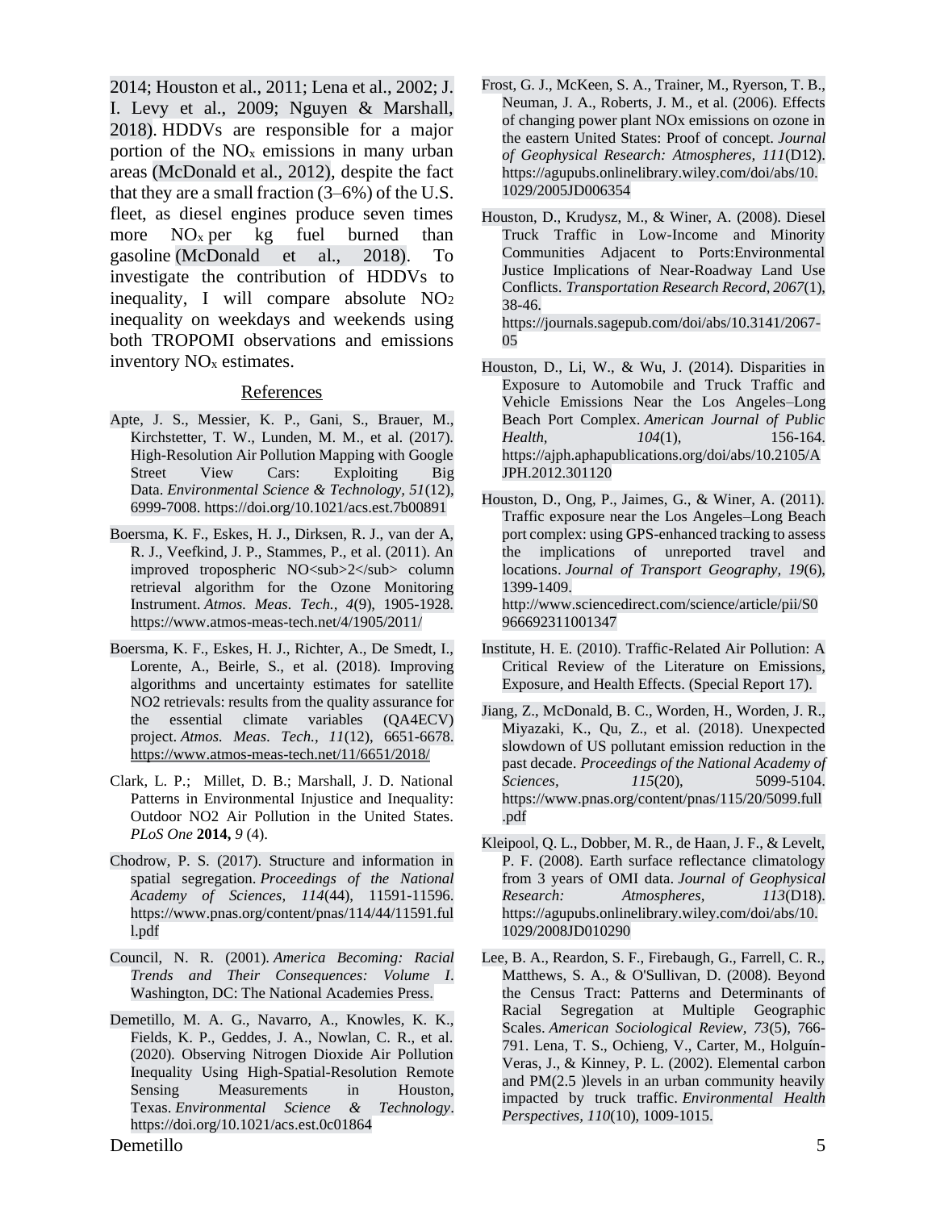2014; Houston et al., 2011; Lena et al., 2002; J. I. Levy et al., 2009; Nguyen & Marshall, 2018). HDDVs are responsible for a major portion of the $NO_x$ emissions in many urban areas (McDonald et al., 2012), despite the fact that they are a small fraction (3–6%) of the U.S. fleet, as diesel engines produce seven times more $NO_x$ per kg fuel burned than gasoline (McDonald et al., 2018). To investigate the contribution of HDDVs to inequality, I will compare absolute $NO_2$ inequality on weekdays and weekends using both TROPOMI observations and emissions inventory $NO_x$ estimates.

## References

Apte, J. S., Messier, K. P., Gani, S., Brauer, M., Kirchstetter, T. W., Lunden, M. M., et al. (2017). High-Resolution Air Pollution Mapping with Google Street View Cars: Exploiting Big Data. *Environmental Science & Technology, 51*(12), 6999-7008. https://doi.org/10.1021/acs.est.7b00891

Boersma, K. F., Eskes, H. J., Dirksen, R. J., van der A, R. J., Veefkind, J. P., Stammes, P., et al. (2011). An improved tropospheric NO<sub>2</sub> column retrieval algorithm for the Ozone Monitoring Instrument. *Atmos. Meas. Tech., 4*(9), 1905-1928. https://www.atmos-meas-tech.net/4/1905/2011/

Boersma, K. F., Eskes, H. J., Richter, A., De Smedt, I., Lorente, A., Beirle, S., et al. (2018). Improving algorithms and uncertainty estimates for satellite NO2 retrievals: results from the quality assurance for the essential climate variables (QA4ECV) project. *Atmos. Meas. Tech., 11*(12), 6651-6678. https://www.atmos-meas-tech.net/11/6651/2018/

Clark, L. P.; Millet, D. B.; Marshall, J. D. National Patterns in Environmental Injustice and Inequality: Outdoor NO2 Air Pollution in the United States. *PLoS One* **2014,** *9* (4).

Chodrow, P. S. (2017). Structure and information in spatial segregation. *Proceedings of the National Academy of Sciences, 114*(44), 11591-11596. https://www.pnas.org/content/pnas/114/44/11591.full.pdf

Council, N. R. (2001). *America Becoming: Racial Trends and Their Consequences: Volume I*. Washington, DC: The National Academies Press.

Demetillo, M. A. G., Navarro, A., Knowles, K. K., Fields, K. P., Geddes, J. A., Nowlan, C. R., et al. (2020). Observing Nitrogen Dioxide Air Pollution Inequality Using High-Spatial-Resolution Remote Sensing Measurements in Houston, Texas. *Environmental Science & Technology*. https://doi.org/10.1021/acs.est.0c01864

Frost, G. J., McKeen, S. A., Trainer, M., Ryerson, T. B., Neuman, J. A., Roberts, J. M., et al. (2006). Effects of changing power plant NOx emissions on ozone in the eastern United States: Proof of concept. *Journal of Geophysical Research: Atmospheres, 111*(D12). https://agupubs.onlinelibrary.wiley.com/doi/abs/10.1029/2005JD006354

Houston, D., Krudysz, M., & Winer, A. (2008). Diesel Truck Traffic in Low-Income and Minority Communities Adjacent to Ports:Environmental Justice Implications of Near-Roadway Land Use Conflicts. *Transportation Research Record, 2067*(1), 38-46. https://journals.sagepub.com/doi/abs/10.3141/2067-05

Houston, D., Li, W., & Wu, J. (2014). Disparities in Exposure to Automobile and Truck Traffic and Vehicle Emissions Near the Los Angeles–Long Beach Port Complex. *American Journal of Public Health, 104*(1), 156-164. https://ajph.aphapublications.org/doi/abs/10.2105/AJPH.2012.301120

Houston, D., Ong, P., Jaimes, G., & Winer, A. (2011). Traffic exposure near the Los Angeles–Long Beach port complex: using GPS-enhanced tracking to assess the implications of unreported travel and locations. *Journal of Transport Geography, 19*(6), 1399-1409. http://www.sciencedirect.com/science/article/pii/S0966692311001347

Institute, H. E. (2010). Traffic-Related Air Pollution: A Critical Review of the Literature on Emissions, Exposure, and Health Effects. (Special Report 17).

Jiang, Z., McDonald, B. C., Worden, H., Worden, J. R., Miyazaki, K., Qu, Z., et al. (2018). Unexpected slowdown of US pollutant emission reduction in the past decade. *Proceedings of the National Academy of Sciences, 115*(20), 5099-5104. https://www.pnas.org/content/pnas/115/20/5099.full.pdf

Kleipool, Q. L., Dobber, M. R., de Haan, J. F., & Levelt, P. F. (2008). Earth surface reflectance climatology from 3 years of OMI data. *Journal of Geophysical Research: Atmospheres, 113*(D18). https://agupubs.onlinelibrary.wiley.com/doi/abs/10.1029/2008JD010290

Lee, B. A., Reardon, S. F., Firebaugh, G., Farrell, C. R., Matthews, S. A., & O'Sullivan, D. (2008). Beyond the Census Tract: Patterns and Determinants of Racial Segregation at Multiple Geographic Scales. *American Sociological Review, 73*(5), 766-791. Lena, T. S., Ochieng, V., Carter, M., Holguín-Veras, J., & Kinney, P. L. (2002). Elemental carbon and PM(2.5 )levels in an urban community heavily impacted by truck traffic. *Environmental Health Perspectives, 110*(10), 1009-1015.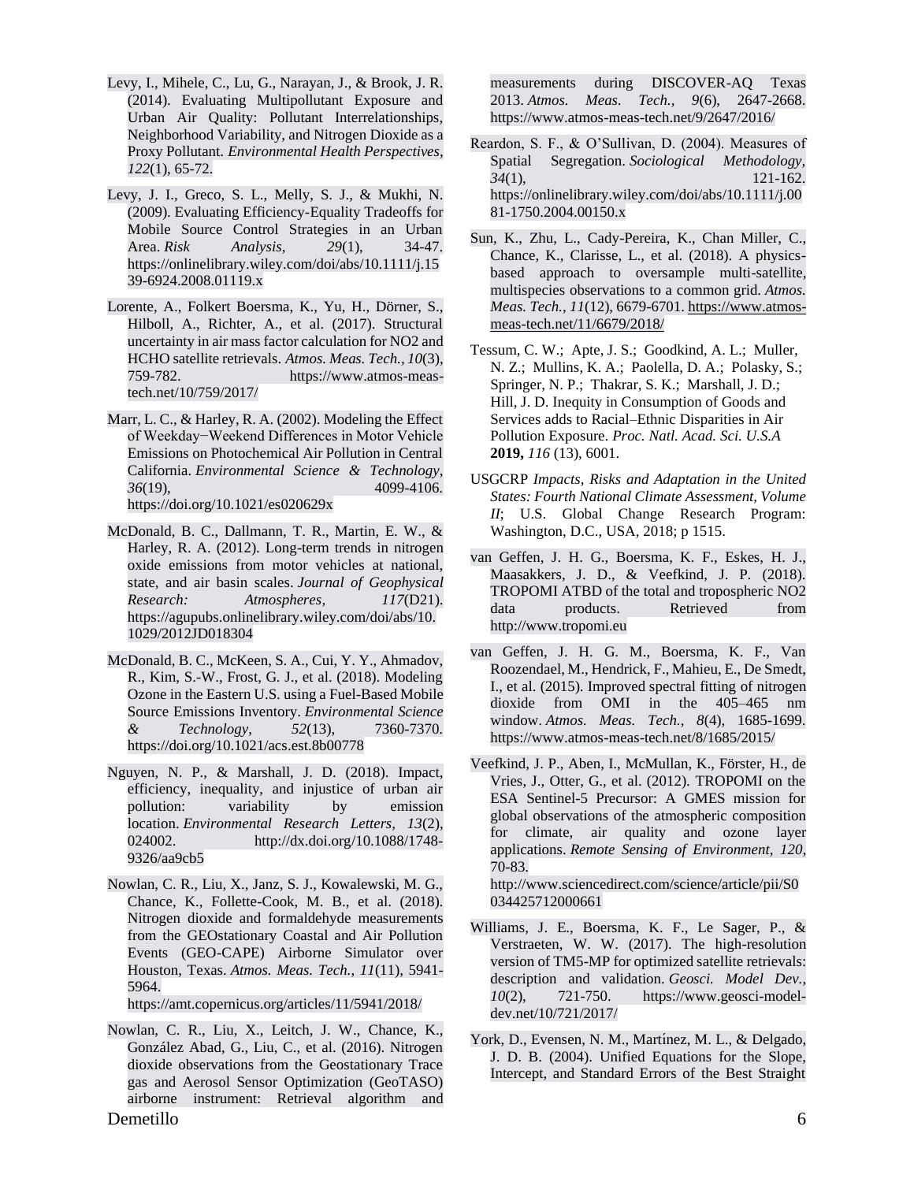Levy, I., Mihele, C., Lu, G., Narayan, J., & Brook, J. R. (2014). Evaluating Multipollutant Exposure and Urban Air Quality: Pollutant Interrelationships, Neighborhood Variability, and Nitrogen Dioxide as a Proxy Pollutant. *Environmental Health Perspectives, 122*(1), 65-72.

Levy, J. I., Greco, S. L., Melly, S. J., & Mukhi, N. (2009). Evaluating Efficiency-Equality Tradeoffs for Mobile Source Control Strategies in an Urban Area. *Risk Analysis, 29*(1), 34-47. https://onlinelibrary.wiley.com/doi/abs/10.1111/j.1539-6924.2008.01119.x

Lorente, A., Folkert Boersma, K., Yu, H., Dörner, S., Hilboll, A., Richter, A., et al. (2017). Structural uncertainty in air mass factor calculation for NO2 and HCHO satellite retrievals. *Atmos. Meas. Tech., 10*(3), 759-782. https://www.atmos-meas-tech.net/10/759/2017/

Marr, L. C., & Harley, R. A. (2002). Modeling the Effect of Weekday−Weekend Differences in Motor Vehicle Emissions on Photochemical Air Pollution in Central California. *Environmental Science & Technology, 36*(19), 4099-4106. https://doi.org/10.1021/es020629x

McDonald, B. C., Dallmann, T. R., Martin, E. W., & Harley, R. A. (2012). Long-term trends in nitrogen oxide emissions from motor vehicles at national, state, and air basin scales. *Journal of Geophysical Research: Atmospheres, 117*(D21). https://agupubs.onlinelibrary.wiley.com/doi/abs/10.1029/2012JD018304

McDonald, B. C., McKeen, S. A., Cui, Y. Y., Ahmadov, R., Kim, S.-W., Frost, G. J., et al. (2018). Modeling Ozone in the Eastern U.S. using a Fuel-Based Mobile Source Emissions Inventory. *Environmental Science & Technology, 52*(13), 7360-7370. https://doi.org/10.1021/acs.est.8b00778

Nguyen, N. P., & Marshall, J. D. (2018). Impact, efficiency, inequality, and injustice of urban air pollution: variability by emission location. *Environmental Research Letters, 13*(2), 024002. http://dx.doi.org/10.1088/1748-9326/aa9cb5

Nowlan, C. R., Liu, X., Janz, S. J., Kowalewski, M. G., Chance, K., Follette-Cook, M. B., et al. (2018). Nitrogen dioxide and formaldehyde measurements from the GEOstationary Coastal and Air Pollution Events (GEO-CAPE) Airborne Simulator over Houston, Texas. *Atmos. Meas. Tech., 11*(11), 5941-5964. https://amt.copernicus.org/articles/11/5941/2018/

Nowlan, C. R., Liu, X., Leitch, J. W., Chance, K., González Abad, G., Liu, C., et al. (2016). Nitrogen dioxide observations from the Geostationary Trace gas and Aerosol Sensor Optimization (GeoTASO) airborne instrument: Retrieval algorithm and measurements during DISCOVER-AQ Texas 2013. *Atmos. Meas. Tech., 9*(6), 2647-2668. https://www.atmos-meas-tech.net/9/2647/2016/

Reardon, S. F., & O'Sullivan, D. (2004). Measures of Spatial Segregation. *Sociological Methodology, 34*(1), 121-162. https://onlinelibrary.wiley.com/doi/abs/10.1111/j.0081-1750.2004.00150.x

Sun, K., Zhu, L., Cady-Pereira, K., Chan Miller, C., Chance, K., Clarisse, L., et al. (2018). A physics-based approach to oversample multi-satellite, multispecies observations to a common grid. *Atmos. Meas. Tech., 11*(12), 6679-6701. https://www.atmos-meas-tech.net/11/6679/2018/

Tessum, C. W.; Apte, J. S.; Goodkind, A. L.; Muller, N. Z.; Mullins, K. A.; Paolella, D. A.; Polasky, S.; Springer, N. P.; Thakrar, S. K.; Marshall, J. D.; Hill, J. D. Inequity in Consumption of Goods and Services adds to Racial–Ethnic Disparities in Air Pollution Exposure. *Proc. Natl. Acad. Sci. U.S.A* **2019,** *116* (13), 6001.

USGCRP *Impacts, Risks and Adaptation in the United States: Fourth National Climate Assessment, Volume II*; U.S. Global Change Research Program: Washington, D.C., USA, 2018; p 1515.

van Geffen, J. H. G., Boersma, K. F., Eskes, H. J., Maasakkers, J. D., & Veefkind, J. P. (2018). TROPOMI ATBD of the total and tropospheric NO2 data products. Retrieved from http://www.tropomi.eu

van Geffen, J. H. G. M., Boersma, K. F., Van Roozendael, M., Hendrick, F., Mahieu, E., De Smedt, I., et al. (2015). Improved spectral fitting of nitrogen dioxide from OMI in the 405–465 nm window. *Atmos. Meas. Tech., 8*(4), 1685-1699. https://www.atmos-meas-tech.net/8/1685/2015/

Veefkind, J. P., Aben, I., McMullan, K., Förster, H., de Vries, J., Otter, G., et al. (2012). TROPOMI on the ESA Sentinel-5 Precursor: A GMES mission for global observations of the atmospheric composition for climate, air quality and ozone layer applications. *Remote Sensing of Environment, 120*, 70-83. http://www.sciencedirect.com/science/article/pii/S0034425712000661

Williams, J. E., Boersma, K. F., Le Sager, P., & Verstraeten, W. W. (2017). The high-resolution version of TM5-MP for optimized satellite retrievals: description and validation. *Geosci. Model Dev., 10*(2), 721-750. https://www.geosci-model-dev.net/10/721/2017/

York, D., Evensen, N. M., Martínez, M. L., & Delgado, J. D. B. (2004). Unified Equations for the Slope, Intercept, and Standard Errors of the Best Straight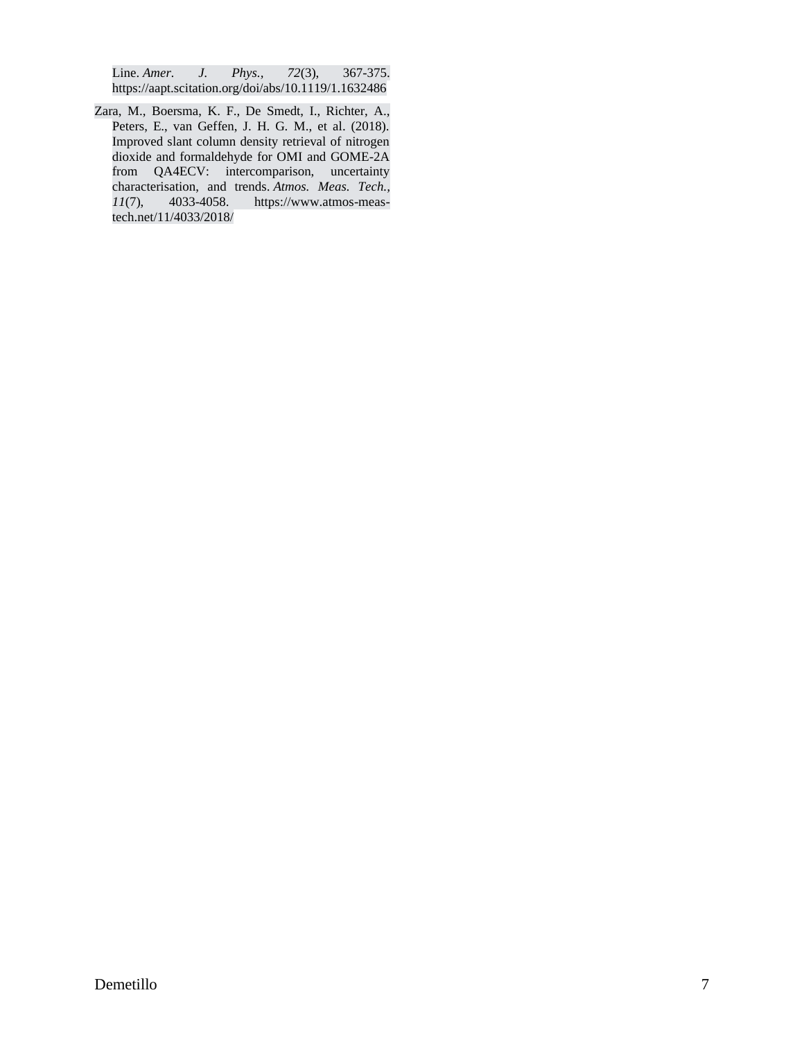Line. *Amer. J. Phys.*, *72*(3), 367-375. https://aapt.scitation.org/doi/abs/10.1119/1.1632486

Zara, M., Boersma, K. F., De Smedt, I., Richter, A., Peters, E., van Geffen, J. H. G. M., et al. (2018). Improved slant column density retrieval of nitrogen dioxide and formaldehyde for OMI and GOME-2A from QA4ECV: intercomparison, uncertainty characterisation, and trends. *Atmos. Meas. Tech.*, *11*(7), 4033-4058. https://www.atmos-meas-tech.net/11/4033/2018/